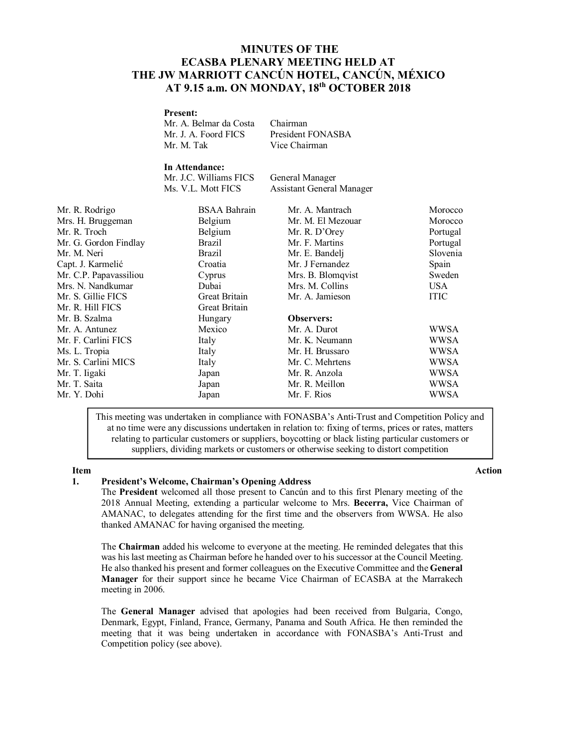# MINUTES OF THE ECASBA PLENARY MEETING HELD AT THE JW MARRIOTT CANCÚN HOTEL, CANCÚN, MÉXICO AT 9.15 a.m. ON MONDAY, 18th OCTOBER 2018

**Present:**

| | |
|---|---|
| Mr. A. Belmar da Costa | Chairman |
| Mr. J. A. Foord FICS | President FONASBA |
| Mr. M. Tak | Vice Chairman |

**In Attendance:**

| | |
|---|---|
| Mr. J.C. Williams FICS | General Manager |
| Ms. V.L. Mott FICS | Assistant General Manager |

| | | | |
|---|---|---|---|
| Mr. R. Rodrigo | BSAA Bahrain | Mr. A. Mantrach | Morocco |
| Mrs. H. Bruggeman | Belgium | Mr. M. El Mezouar | Morocco |
| Mr. R. Troch | Belgium | Mr. R. D'Orey | Portugal |
| Mr. G. Gordon Findlay | Brazil | Mr. F. Martins | Portugal |
| Mr. M. Neri | Brazil | Mr. E. Bandelj | Slovenia |
| Capt. J. Karmelić | Croatia | Mr J Fernandez | Spain |
| Mr. C.P. Papavassiliou | Cyprus | Mrs. B. Blomqvist | Sweden |
| Mrs. N. Nandkumar | Dubai | Mrs. M. Collins | USA |
| Mr. S. Gillie FICS | Great Britain | Mr. A. Jamieson | ITIC |
| Mr. R. Hill FICS | Great Britain | | |
| Mr. B. Szalma | Hungary | **Observers:** | |
| Mr. A. Antunez | Mexico | Mr. A. Durot | WWSA |
| Mr. F. Carlini FICS | Italy | Mr. K. Neumann | WWSA |
| Ms. L. Tropia | Italy | Mr. H. Brussaro | WWSA |
| Mr. S. Carlini MICS | Italy | Mr. C. Mehrtens | WWSA |
| Mr. T. Iigaki | Japan | Mr. R. Anzola | WWSA |
| Mr. T. Saita | Japan | Mr. R. Meillon | WWSA |
| Mr. Y. Dohi | Japan | Mr. F. Rios | WWSA |

> This meeting was undertaken in compliance with FONASBA's Anti-Trust and Competition Policy and at no time were any discussions undertaken in relation to: fixing of terms, prices or rates, matters relating to particular customers or suppliers, boycotting or black listing particular customers or suppliers, dividing markets or customers or otherwise seeking to distort competition

**Item** **Action**

**1. President's Welcome, Chairman's Opening Address**

The **President** welcomed all those present to Cancún and to this first Plenary meeting of the 2018 Annual Meeting, extending a particular welcome to Mrs. **Becerra,** Vice Chairman of AMANAC, to delegates attending for the first time and the observers from WWSA. He also thanked AMANAC for having organised the meeting.

The **Chairman** added his welcome to everyone at the meeting. He reminded delegates that this was his last meeting as Chairman before he handed over to his successor at the Council Meeting. He also thanked his present and former colleagues on the Executive Committee and the **General Manager** for their support since he became Vice Chairman of ECASBA at the Marrakech meeting in 2006.

The **General Manager** advised that apologies had been received from Bulgaria, Congo, Denmark, Egypt, Finland, France, Germany, Panama and South Africa. He then reminded the meeting that it was being undertaken in accordance with FONASBA's Anti-Trust and Competition policy (see above).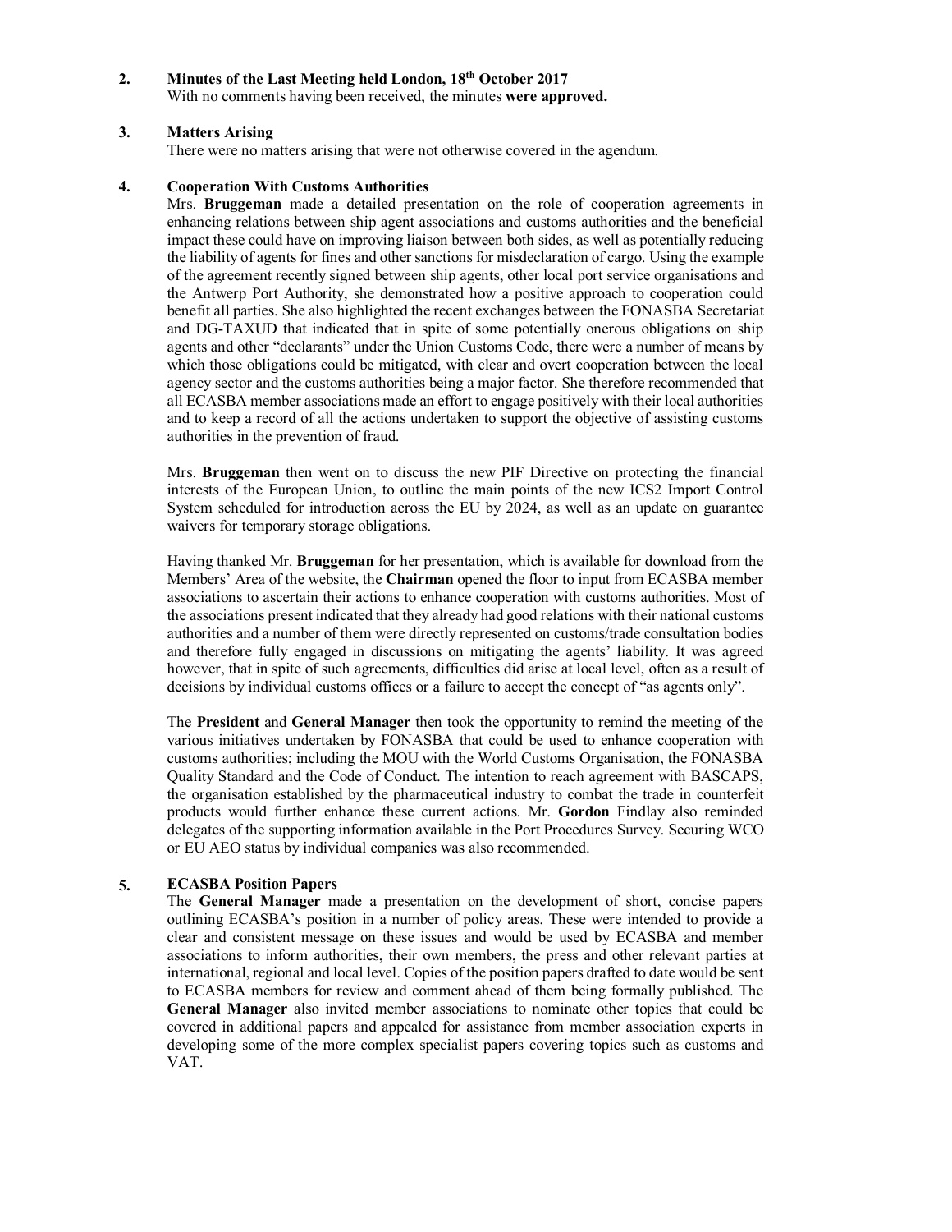## 2. Minutes of the Last Meeting held London, 18th October 2017

With no comments having been received, the minutes **were approved.**

## 3. Matters Arising

There were no matters arising that were not otherwise covered in the agendum.

## 4. Cooperation With Customs Authorities

Mrs. **Bruggeman** made a detailed presentation on the role of cooperation agreements in enhancing relations between ship agent associations and customs authorities and the beneficial impact these could have on improving liaison between both sides, as well as potentially reducing the liability of agents for fines and other sanctions for misdeclaration of cargo. Using the example of the agreement recently signed between ship agents, other local port service organisations and the Antwerp Port Authority, she demonstrated how a positive approach to cooperation could benefit all parties. She also highlighted the recent exchanges between the FONASBA Secretariat and DG-TAXUD that indicated that in spite of some potentially onerous obligations on ship agents and other "declarants" under the Union Customs Code, there were a number of means by which those obligations could be mitigated, with clear and overt cooperation between the local agency sector and the customs authorities being a major factor. She therefore recommended that all ECASBA member associations made an effort to engage positively with their local authorities and to keep a record of all the actions undertaken to support the objective of assisting customs authorities in the prevention of fraud.

Mrs. **Bruggeman** then went on to discuss the new PIF Directive on protecting the financial interests of the European Union, to outline the main points of the new ICS2 Import Control System scheduled for introduction across the EU by 2024, as well as an update on guarantee waivers for temporary storage obligations.

Having thanked Mr. **Bruggeman** for her presentation, which is available for download from the Members' Area of the website, the **Chairman** opened the floor to input from ECASBA member associations to ascertain their actions to enhance cooperation with customs authorities. Most of the associations present indicated that they already had good relations with their national customs authorities and a number of them were directly represented on customs/trade consultation bodies and therefore fully engaged in discussions on mitigating the agents' liability. It was agreed however, that in spite of such agreements, difficulties did arise at local level, often as a result of decisions by individual customs offices or a failure to accept the concept of "as agents only".

The **President** and **General Manager** then took the opportunity to remind the meeting of the various initiatives undertaken by FONASBA that could be used to enhance cooperation with customs authorities; including the MOU with the World Customs Organisation, the FONASBA Quality Standard and the Code of Conduct. The intention to reach agreement with BASCAPS, the organisation established by the pharmaceutical industry to combat the trade in counterfeit products would further enhance these current actions. Mr. **Gordon** Findlay also reminded delegates of the supporting information available in the Port Procedures Survey. Securing WCO or EU AEO status by individual companies was also recommended.

## 5. ECASBA Position Papers

The **General Manager** made a presentation on the development of short, concise papers outlining ECASBA's position in a number of policy areas. These were intended to provide a clear and consistent message on these issues and would be used by ECASBA and member associations to inform authorities, their own members, the press and other relevant parties at international, regional and local level. Copies of the position papers drafted to date would be sent to ECASBA members for review and comment ahead of them being formally published. The **General Manager** also invited member associations to nominate other topics that could be covered in additional papers and appealed for assistance from member association experts in developing some of the more complex specialist papers covering topics such as customs and VAT.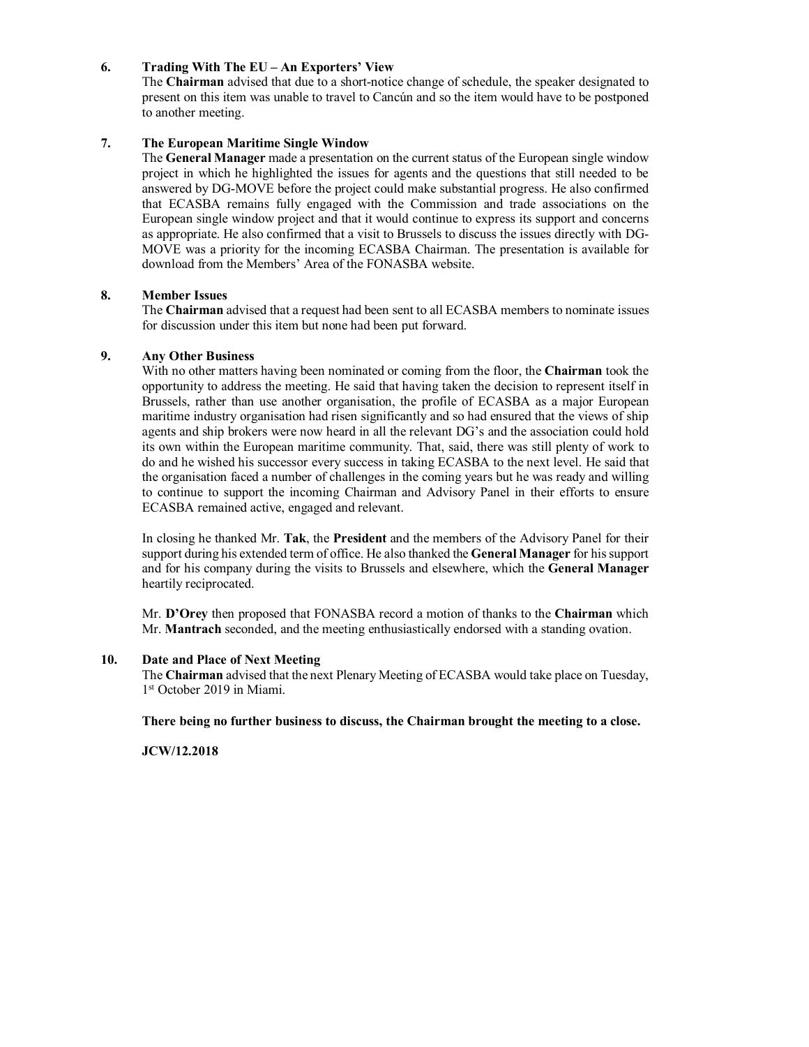**6. Trading With The EU – An Exporters' View**

The **Chairman** advised that due to a short-notice change of schedule, the speaker designated to present on this item was unable to travel to Cancún and so the item would have to be postponed to another meeting.

**7. The European Maritime Single Window**

The **General Manager** made a presentation on the current status of the European single window project in which he highlighted the issues for agents and the questions that still needed to be answered by DG-MOVE before the project could make substantial progress. He also confirmed that ECASBA remains fully engaged with the Commission and trade associations on the European single window project and that it would continue to express its support and concerns as appropriate. He also confirmed that a visit to Brussels to discuss the issues directly with DG-MOVE was a priority for the incoming ECASBA Chairman. The presentation is available for download from the Members' Area of the FONASBA website.

**8. Member Issues**

The **Chairman** advised that a request had been sent to all ECASBA members to nominate issues for discussion under this item but none had been put forward.

**9. Any Other Business**

With no other matters having been nominated or coming from the floor, the **Chairman** took the opportunity to address the meeting. He said that having taken the decision to represent itself in Brussels, rather than use another organisation, the profile of ECASBA as a major European maritime industry organisation had risen significantly and so had ensured that the views of ship agents and ship brokers were now heard in all the relevant DG's and the association could hold its own within the European maritime community. That, said, there was still plenty of work to do and he wished his successor every success in taking ECASBA to the next level. He said that the organisation faced a number of challenges in the coming years but he was ready and willing to continue to support the incoming Chairman and Advisory Panel in their efforts to ensure ECASBA remained active, engaged and relevant.

In closing he thanked Mr. **Tak**, the **President** and the members of the Advisory Panel for their support during his extended term of office. He also thanked the **General Manager** for his support and for his company during the visits to Brussels and elsewhere, which the **General Manager** heartily reciprocated.

Mr. **D'Orey** then proposed that FONASBA record a motion of thanks to the **Chairman** which Mr. **Mantrach** seconded, and the meeting enthusiastically endorsed with a standing ovation.

**10. Date and Place of Next Meeting**

The **Chairman** advised that the next Plenary Meeting of ECASBA would take place on Tuesday, 1st October 2019 in Miami.

**There being no further business to discuss, the Chairman brought the meeting to a close.**

**JCW/12.2018**